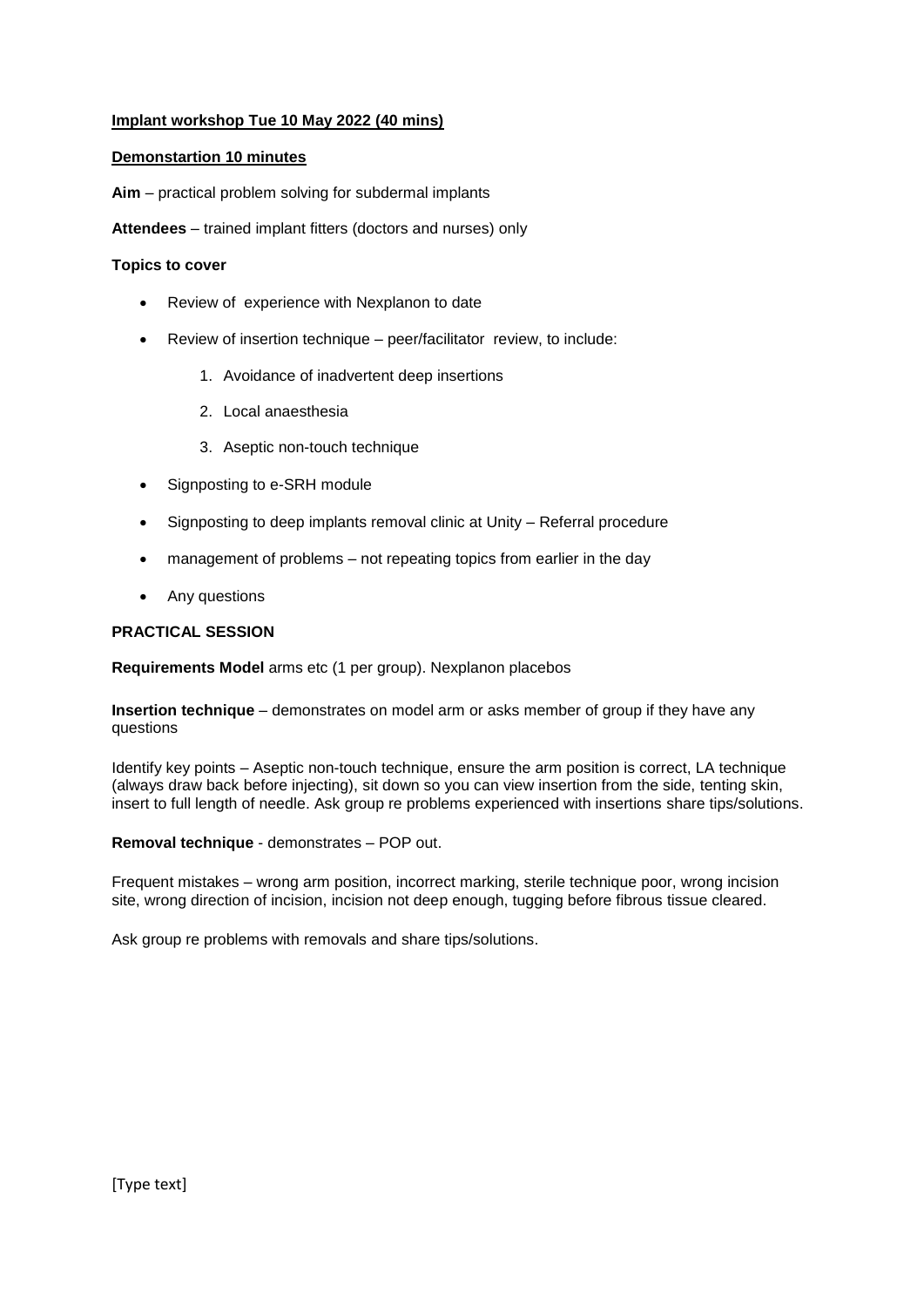**Implant workshop Tue 10 May 2022 (40 mins)**

**Demonstartion 10 minutes**

**Aim** – practical problem solving for subdermal implants

**Attendees** – trained implant fitters (doctors and nurses) only

**Topics to cover**

- Review of experience with Nexplanon to date
- Review of insertion technique – peer/facilitator review, to include:
    1. Avoidance of inadvertent deep insertions
    2. Local anaesthesia
    3. Aseptic non-touch technique
- Signposting to e-SRH module
- Signposting to deep implants removal clinic at Unity – Referral procedure
- management of problems – not repeating topics from earlier in the day
- Any questions

**PRACTICAL SESSION**

**Requirements Model** arms etc (1 per group). Nexplanon placebos

**Insertion technique** – demonstrates on model arm or asks member of group if they have any questions

Identify key points – Aseptic non-touch technique, ensure the arm position is correct, LA technique (always draw back before injecting), sit down so you can view insertion from the side, tenting skin, insert to full length of needle. Ask group re problems experienced with insertions share tips/solutions.

**Removal technique** - demonstrates – POP out.

Frequent mistakes – wrong arm position, incorrect marking, sterile technique poor, wrong incision site, wrong direction of incision, incision not deep enough, tugging before fibrous tissue cleared.

Ask group re problems with removals and share tips/solutions.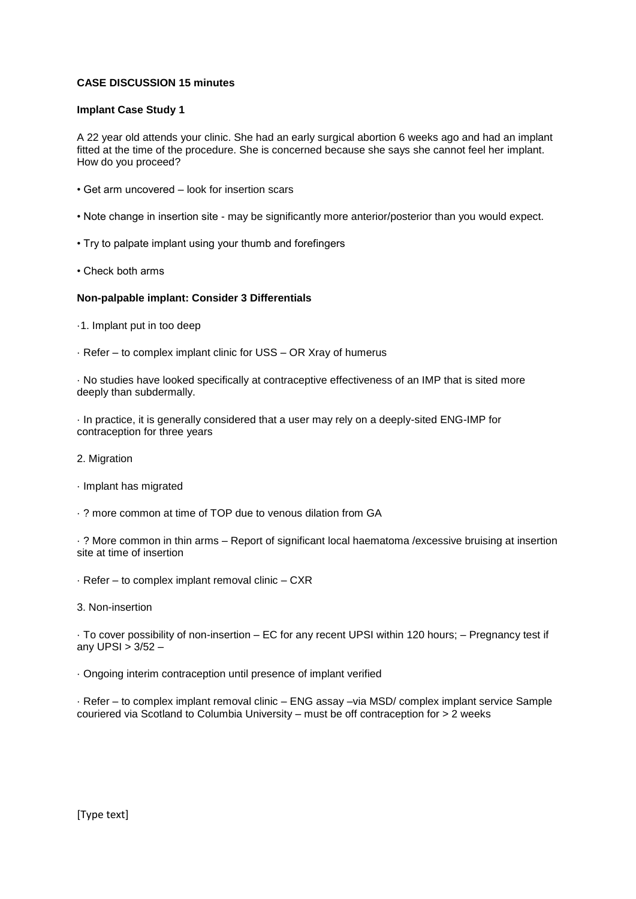**CASE DISCUSSION 15 minutes**

**Implant Case Study 1**

A 22 year old attends your clinic. She had an early surgical abortion 6 weeks ago and had an implant fitted at the time of the procedure. She is concerned because she says she cannot feel her implant. How do you proceed?

- Get arm uncovered – look for insertion scars
- Note change in insertion site - may be significantly more anterior/posterior than you would expect.
- Try to palpate implant using your thumb and forefingers
- Check both arms

**Non-palpable implant: Consider 3 Differentials**

·1. Implant put in too deep

· Refer – to complex implant clinic for USS – OR Xray of humerus

· No studies have looked specifically at contraceptive effectiveness of an IMP that is sited more deeply than subdermally.

· In practice, it is generally considered that a user may rely on a deeply-sited ENG-IMP for contraception for three years

2. Migration

· Implant has migrated

· ? more common at time of TOP due to venous dilation from GA

· ? More common in thin arms – Report of significant local haematoma /excessive bruising at insertion site at time of insertion

· Refer – to complex implant removal clinic – CXR

3. Non-insertion

· To cover possibility of non-insertion – EC for any recent UPSI within 120 hours; – Pregnancy test if any UPSI > 3/52 –

· Ongoing interim contraception until presence of implant verified

· Refer – to complex implant removal clinic – ENG assay –via MSD/ complex implant service Sample couriered via Scotland to Columbia University – must be off contraception for > 2 weeks

[Type text]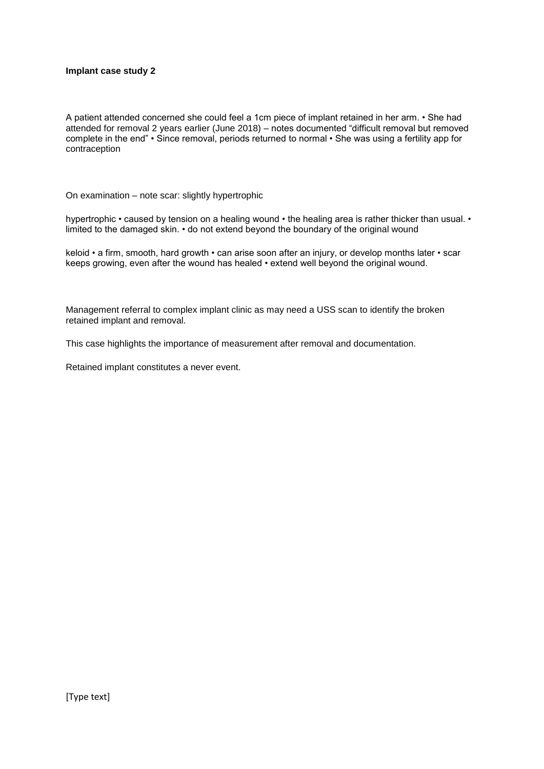**Implant case study 2**

A patient attended concerned she could feel a 1cm piece of implant retained in her arm. • She had attended for removal 2 years earlier (June 2018) – notes documented "difficult removal but removed complete in the end" • Since removal, periods returned to normal • She was using a fertility app for contraception

On examination – note scar: slightly hypertrophic

hypertrophic • caused by tension on a healing wound • the healing area is rather thicker than usual. • limited to the damaged skin. • do not extend beyond the boundary of the original wound

keloid • a firm, smooth, hard growth • can arise soon after an injury, or develop months later • scar keeps growing, even after the wound has healed • extend well beyond the original wound.

Management referral to complex implant clinic as may need a USS scan to identify the broken retained implant and removal.

This case highlights the importance of measurement after removal and documentation.

Retained implant constitutes a never event.

[Type text]